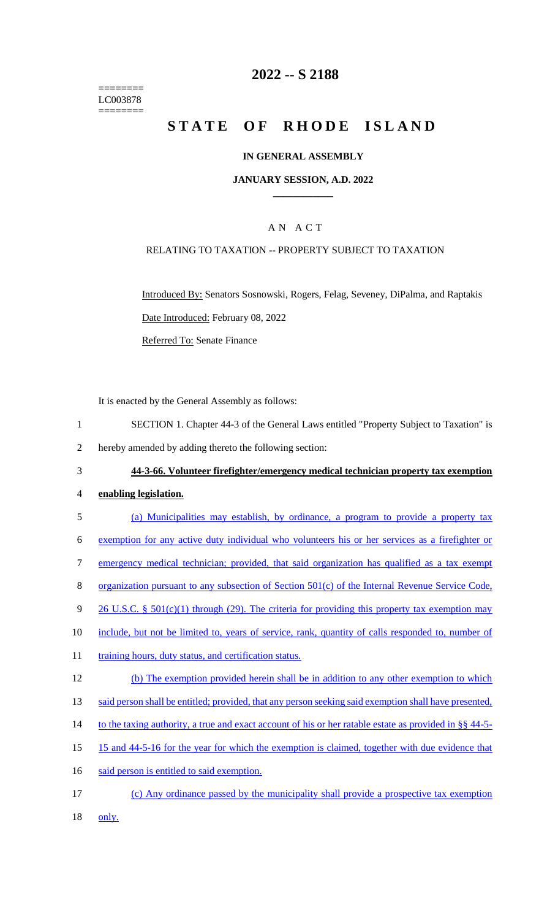========
LC003878
========

# 2022 -- S 2188

# STATE OF RHODE ISLAND

## IN GENERAL ASSEMBLY

### JANUARY SESSION, A.D. 2022

## A N A C T

RELATING TO TAXATION -- PROPERTY SUBJECT TO TAXATION

Introduced By: Senators Sosnowski, Rogers, Felag, Seveney, DiPalma, and Raptakis

Date Introduced: February 08, 2022

Referred To: Senate Finance

It is enacted by the General Assembly as follows:

1 SECTION 1. Chapter 44-3 of the General Laws entitled "Property Subject to Taxation" is
2 hereby amended by adding thereto the following section:

3 **44-3-66. Volunteer firefighter/emergency medical technician property tax exemption**
4 **enabling legislation.**

5 (a) Municipalities may establish, by ordinance, a program to provide a property tax
6 exemption for any active duty individual who volunteers his or her services as a firefighter or
7 emergency medical technician; provided, that said organization has qualified as a tax exempt
8 organization pursuant to any subsection of Section 501(c) of the Internal Revenue Service Code,
9 26 U.S.C. § 501(c)(1) through (29). The criteria for providing this property tax exemption may
10 include, but not be limited to, years of service, rank, quantity of calls responded to, number of
11 training hours, duty status, and certification status.

12 (b) The exemption provided herein shall be in addition to any other exemption to which
13 said person shall be entitled; provided, that any person seeking said exemption shall have presented,
14 to the taxing authority, a true and exact account of his or her ratable estate as provided in §§ 44-5-
15 15 and 44-5-16 for the year for which the exemption is claimed, together with due evidence that
16 said person is entitled to said exemption.

17 (c) Any ordinance passed by the municipality shall provide a prospective tax exemption
18 only.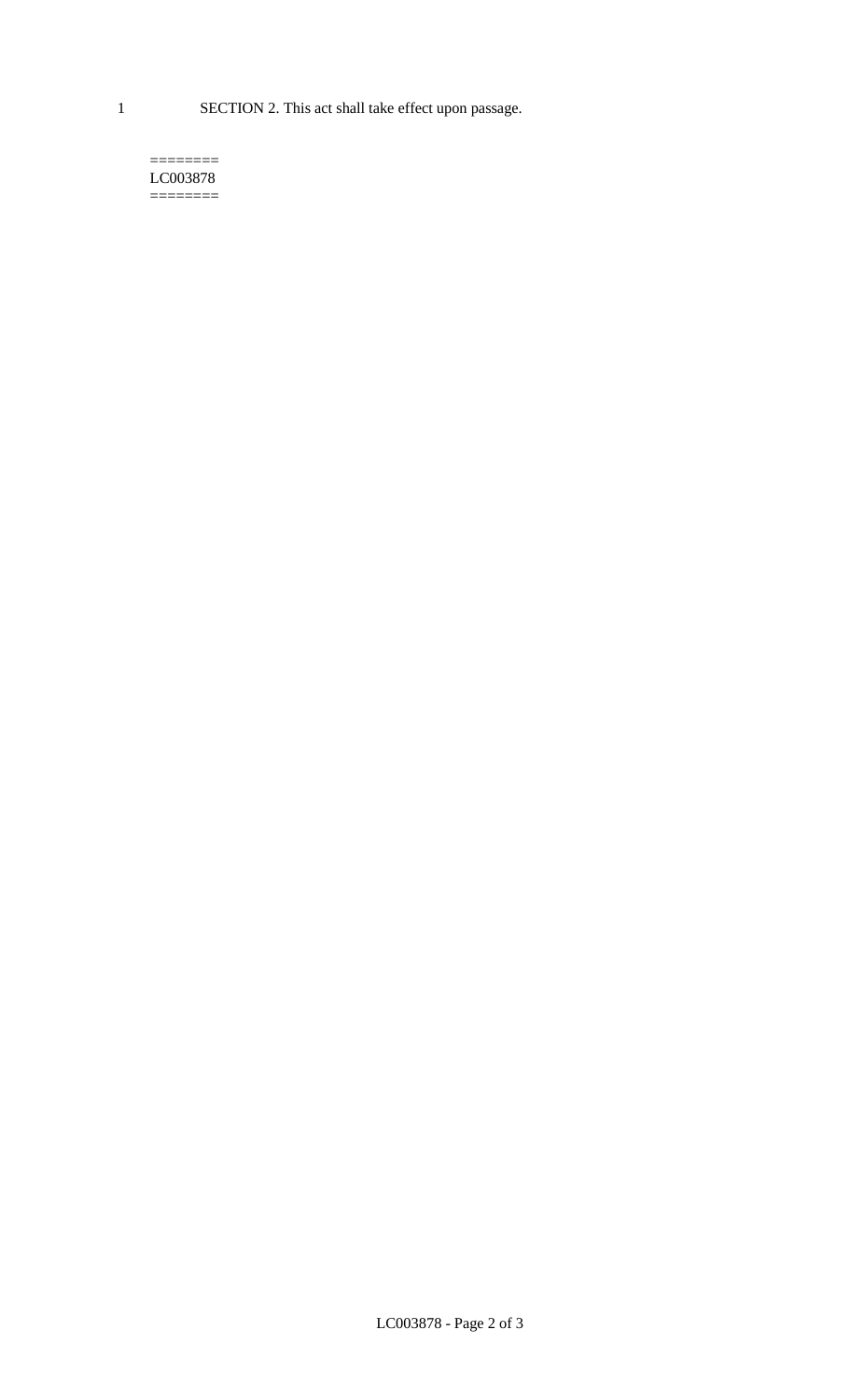SECTION 2. This act shall take effect upon passage.

========
LC003878
========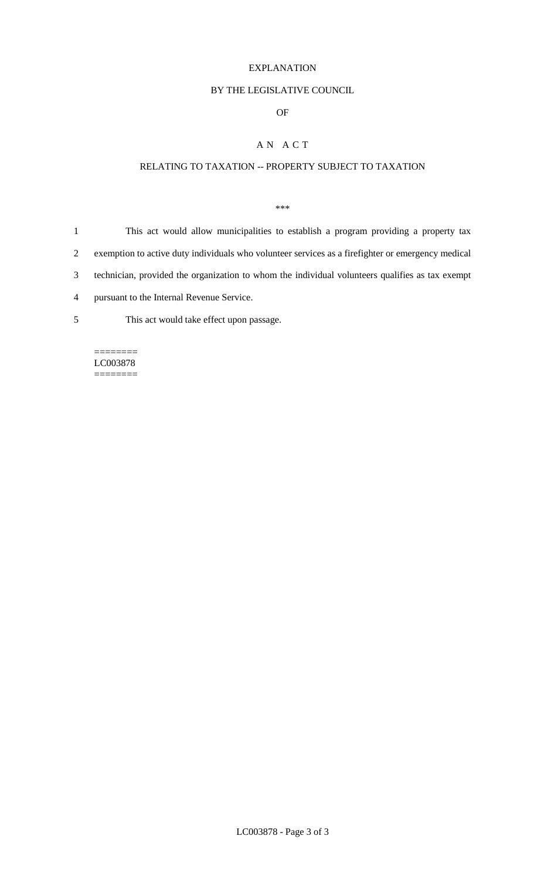EXPLANATION

BY THE LEGISLATIVE COUNCIL

OF

A N A C T

RELATING TO TAXATION -- PROPERTY SUBJECT TO TAXATION

\*\*\*

This act would allow municipalities to establish a program providing a property tax exemption to active duty individuals who volunteer services as a firefighter or emergency medical technician, provided the organization to whom the individual volunteers qualifies as tax exempt pursuant to the Internal Revenue Service.

This act would take effect upon passage.

========
LC003878
========